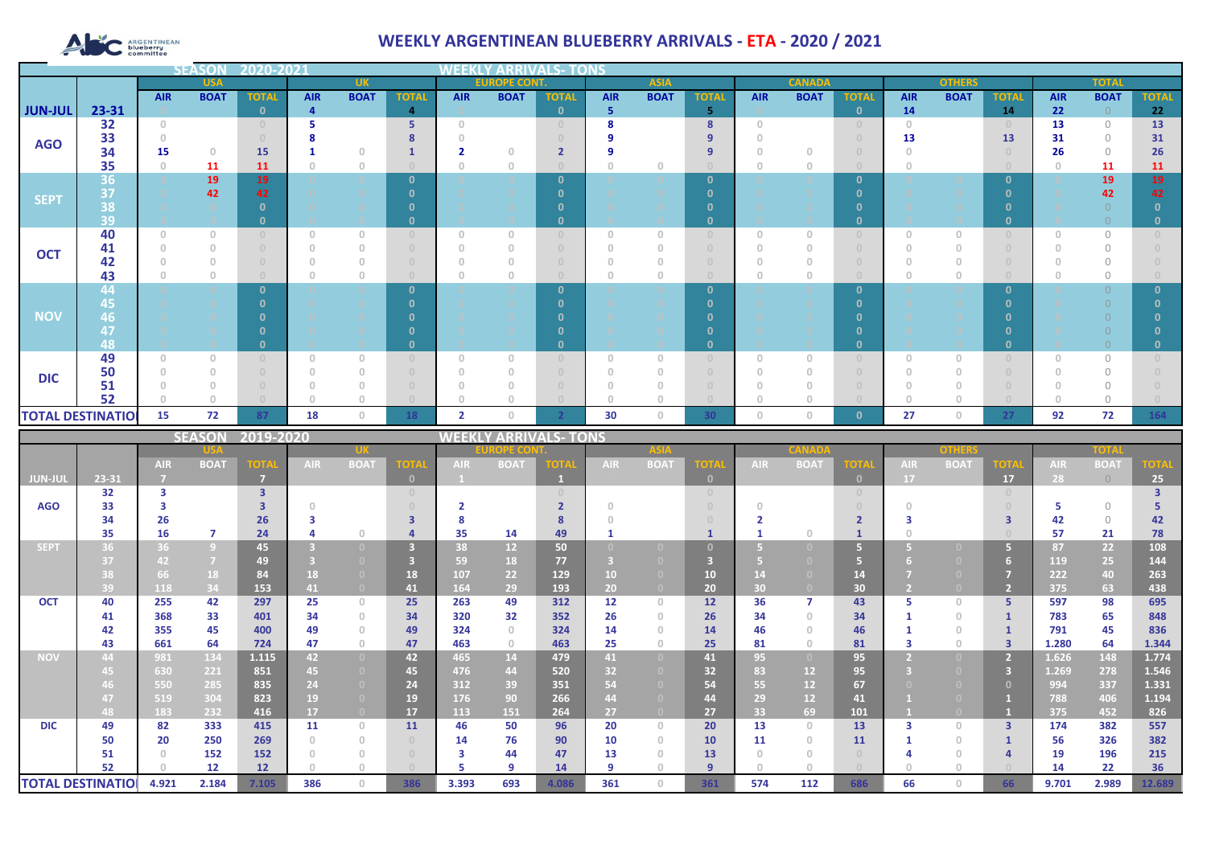# WEEKLY ARGENTINEAN BLUEBERRY ARRIVALS - ETA - 2020 / 2021

**SEASON 2020-2021 — WEEKLY ARRIVALS- TONS**

| | | USA | | | UK | | | EUROPE CONT. | | | ASIA | | | CANADA | | | OTHERS | | | TOTAL | | |
|---|---|---|---|---|---|---|---|---|---|---|---|---|---|---|---|---|---|---|---|---|---|---|
| | | AIR | BOAT | TOTAL | AIR | BOAT | TOTAL | AIR | BOAT | TOTAL | AIR | BOAT | TOTAL | AIR | BOAT | TOTAL | AIR | BOAT | TOTAL | AIR | BOAT | TOTAL |
| JUN-JUL | 23-31 | 0 | | 0 | 4 | | 4 | | | 0 | 5 | | 5 | 0 | | 0 | 14 | | 14 | 22 | 0 | 22 |
| AGO | 32 | 0 | | 0 | 5 | | 5 | 0 | | 0 | 8 | | 8 | 0 | | 0 | 0 | | 0 | 13 | 0 | 13 |
| | 33 | 0 | | 0 | 8 | | 8 | 0 | | 0 | 9 | | 9 | 0 | | 0 | 13 | | 13 | 31 | 0 | 31 |
| | 34 | 15 | 0 | 15 | 1 | 0 | 1 | 2 | 0 | 2 | 9 | | 9 | 0 | 0 | 0 | 0 | | 0 | 26 | 0 | 26 |
| | 35 | 0 | 11 | 11 | 0 | 0 | 0 | 0 | 0 | 0 | 0 | 0 | 0 | 0 | 0 | 0 | 0 | | 0 | 0 | 11 | 11 |
| SEPT | 36 | 0 | 19 | 19 | 0 | 0 | 0 | 0 | 0 | 0 | 0 | 0 | 0 | 0 | 0 | 0 | 0 | 0 | 0 | 0 | 19 | 19 |
| | 37 | 0 | 42 | 42 | 0 | 0 | 0 | 0 | 0 | 0 | 0 | 0 | 0 | 0 | 0 | 0 | 0 | 0 | 0 | 0 | 42 | 42 |
| | 38 | 0 | 0 | 0 | 0 | 0 | 0 | 0 | 0 | 0 | 0 | 0 | 0 | 0 | 0 | 0 | 0 | 0 | 0 | 0 | 0 | 0 |
| | 39 | 0 | 0 | 0 | 0 | 0 | 0 | 0 | 0 | 0 | 0 | 0 | 0 | 0 | 0 | 0 | 0 | 0 | 0 | 0 | 0 | 0 |
| OCT | 40 | 0 | 0 | 0 | 0 | 0 | 0 | 0 | 0 | 0 | 0 | 0 | 0 | 0 | 0 | 0 | 0 | 0 | 0 | 0 | 0 | 0 |
| | 41 | 0 | 0 | 0 | 0 | 0 | 0 | 0 | 0 | 0 | 0 | 0 | 0 | 0 | 0 | 0 | 0 | 0 | 0 | 0 | 0 | 0 |
| | 42 | 0 | 0 | 0 | 0 | 0 | 0 | 0 | 0 | 0 | 0 | 0 | 0 | 0 | 0 | 0 | 0 | 0 | 0 | 0 | 0 | 0 |
| | 43 | 0 | 0 | 0 | 0 | 0 | 0 | 0 | 0 | 0 | 0 | 0 | 0 | 0 | 0 | 0 | 0 | 0 | 0 | 0 | 0 | 0 |
| NOV | 44 | 0 | 0 | 0 | 0 | 0 | 0 | 0 | 0 | 0 | 0 | 0 | 0 | 0 | 0 | 0 | 0 | 0 | 0 | 0 | 0 | 0 |
| | 45 | 0 | 0 | 0 | 0 | 0 | 0 | 0 | 0 | 0 | 0 | 0 | 0 | 0 | 0 | 0 | 0 | 0 | 0 | 0 | 0 | 0 |
| | 46 | 0 | 0 | 0 | 0 | 0 | 0 | 0 | 0 | 0 | 0 | 0 | 0 | 0 | 0 | 0 | 0 | 0 | 0 | 0 | 0 | 0 |
| | 47 | 0 | 0 | 0 | 0 | 0 | 0 | 0 | 0 | 0 | 0 | 0 | 0 | 0 | 0 | 0 | 0 | 0 | 0 | 0 | 0 | 0 |
| | 48 | 0 | 0 | 0 | 0 | 0 | 0 | 0 | 0 | 0 | 0 | 0 | 0 | 0 | 0 | 0 | 0 | 0 | 0 | 0 | 0 | 0 |
| DIC | 49 | 0 | 0 | 0 | 0 | 0 | 0 | 0 | 0 | 0 | 0 | 0 | 0 | 0 | 0 | 0 | 0 | 0 | 0 | 0 | 0 | 0 |
| | 50 | 0 | 0 | 0 | 0 | 0 | 0 | 0 | 0 | 0 | 0 | 0 | 0 | 0 | 0 | 0 | 0 | 0 | 0 | 0 | 0 | 0 |
| | 51 | 0 | 0 | 0 | 0 | 0 | 0 | 0 | 0 | 0 | 0 | 0 | 0 | 0 | 0 | 0 | 0 | 0 | 0 | 0 | 0 | 0 |
| | 52 | 0 | 0 | 0 | 0 | 0 | 0 | 0 | 0 | 0 | 0 | 0 | 0 | 0 | 0 | 0 | 0 | 0 | 0 | 0 | 0 | 0 |
| TOTAL DESTINATION | | 15 | 72 | 87 | 18 | 0 | 18 | 2 | 0 | 2 | 30 | 0 | 30 | 0 | 0 | 0 | 27 | 0 | 27 | 92 | 72 | 164 |

**SEASON 2019-2020 — WEEKLY ARRIVALS- TONS**

| | | USA | | | UK | | | EUROPE CONT. | | | ASIA | | | CANADA | | | OTHERS | | | TOTAL | | |
|---|---|---|---|---|---|---|---|---|---|---|---|---|---|---|---|---|---|---|---|---|---|---|
| | | AIR | BOAT | TOTAL | AIR | BOAT | TOTAL | AIR | BOAT | TOTAL | AIR | BOAT | TOTAL | AIR | BOAT | TOTAL | AIR | BOAT | TOTAL | AIR | BOAT | TOTAL |
| JUN-JUL | 23-31 | 7 | | 7 | | | 0 | 1 | | 1 | | | 0 | | | 0 | 17 | | 17 | 28 | 0 | 25 |
| AGO | 32 | 3 | | 3 | | | | | | 0 | | | 0 | | | | | | | | | 3 |
| | 33 | 3 | | 3 | 0 | | 0 | 2 | | 2 | 0 | | 0 | 0 | | 0 | 0 | | 0 | 5 | 0 | 5 |
| | 34 | 26 | | 26 | 3 | | 3 | 8 | | 8 | 0 | | 0 | 2 | | 2 | 3 | | 3 | 42 | 0 | 42 |
| | 35 | 16 | 7 | 24 | 4 | 0 | 4 | 35 | 14 | 49 | 1 | | 1 | 1 | 0 | 1 | 0 | | 0 | 57 | 21 | 78 |
| SEPT | 36 | 36 | 9 | 45 | 3 | 0 | 3 | 38 | 12 | 50 | 0 | 0 | 0 | 5 | 0 | 5 | 5 | 0 | 5 | 87 | 22 | 108 |
| | 37 | 42 | 7 | 49 | 3 | 0 | 3 | 59 | 18 | 77 | 3 | 0 | 3 | 5 | 0 | 5 | 6 | 0 | 6 | 119 | 25 | 144 |
| | 38 | 66 | 18 | 84 | 18 | 0 | 18 | 107 | 22 | 129 | 10 | 0 | 10 | 14 | 0 | 14 | 7 | 0 | 7 | 222 | 40 | 263 |
| | 39 | 118 | 34 | 153 | 41 | 0 | 41 | 164 | 29 | 193 | 20 | 0 | 20 | 30 | 0 | 30 | 2 | 0 | 2 | 375 | 63 | 438 |
| OCT | 40 | 255 | 42 | 297 | 25 | 0 | 25 | 263 | 49 | 312 | 12 | 0 | 12 | 36 | 7 | 43 | 5 | 0 | 5 | 597 | 98 | 695 |
| | 41 | 368 | 33 | 401 | 34 | 0 | 34 | 320 | 32 | 352 | 26 | 0 | 26 | 34 | 0 | 34 | 1 | 0 | 1 | 783 | 65 | 848 |
| | 42 | 355 | 45 | 400 | 49 | 0 | 49 | 324 | 0 | 324 | 14 | 0 | 14 | 46 | 0 | 46 | 1 | 0 | 1 | 791 | 45 | 836 |
| | 43 | 661 | 64 | 724 | 47 | 0 | 47 | 463 | 0 | 463 | 25 | 0 | 25 | 81 | 0 | 81 | 3 | 0 | 3 | 1.280 | 64 | 1.344 |
| NOV | 44 | 981 | 134 | 1.115 | 42 | 0 | 42 | 465 | 14 | 479 | 41 | 0 | 41 | 95 | 0 | 95 | 2 | 0 | 2 | 1.626 | 148 | 1.774 |
| | 45 | 630 | 221 | 851 | 45 | 0 | 45 | 476 | 44 | 520 | 32 | 0 | 32 | 83 | 12 | 95 | 3 | 0 | 3 | 1.269 | 278 | 1.546 |
| | 46 | 550 | 285 | 835 | 24 | 0 | 24 | 312 | 39 | 351 | 54 | 0 | 54 | 55 | 12 | 67 | 0 | 0 | 0 | 994 | 337 | 1.331 |
| | 47 | 519 | 304 | 823 | 19 | 0 | 19 | 176 | 90 | 266 | 44 | 0 | 44 | 29 | 12 | 41 | 1 | 0 | 1 | 788 | 406 | 1.194 |
| | 48 | 183 | 232 | 416 | 17 | 0 | 17 | 113 | 151 | 264 | 27 | 0 | 27 | 33 | 69 | 101 | 1 | 0 | 1 | 375 | 452 | 826 |
| DIC | 49 | 82 | 333 | 415 | 11 | 0 | 11 | 46 | 50 | 96 | 20 | 0 | 20 | 13 | 0 | 13 | 3 | 0 | 3 | 174 | 382 | 557 |
| | 50 | 20 | 250 | 269 | 0 | 0 | 0 | 14 | 76 | 90 | 10 | 0 | 10 | 11 | 0 | 11 | 1 | 0 | 1 | 56 | 326 | 382 |
| | 51 | 0 | 152 | 152 | 0 | 0 | 0 | 3 | 44 | 47 | 13 | 0 | 13 | 0 | 0 | 0 | 4 | 0 | 4 | 19 | 196 | 215 |
| | 52 | 0 | 12 | 12 | 0 | 0 | 0 | 5 | 9 | 14 | 9 | 0 | 9 | 0 | 0 | 0 | 0 | 0 | 0 | 14 | 22 | 36 |
| TOTAL DESTINATION | | 4.921 | 2.184 | 7.105 | 386 | 0 | 386 | 3.393 | 693 | 4.086 | 361 | 0 | 361 | 574 | 112 | 686 | 66 | 0 | 66 | 9.701 | 2.989 | 12.689 |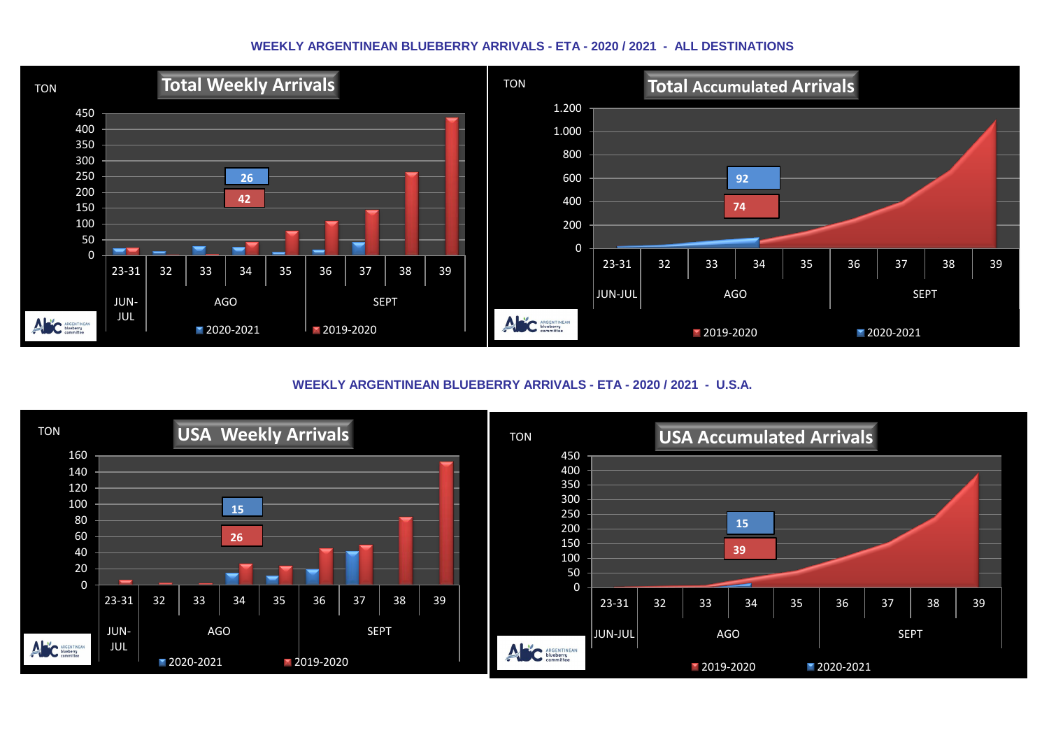## WEEKLY ARGENTINEAN BLUEBERRY ARRIVALS - ETA - 2020 / 2021 - ALL DESTINATIONS

**Total Weekly Arrivals**

TON

450
400
350
300
250
200
150
100
50
0

26
42

23-31 | 32 | 33 | 34 | 35 | 36 | 37 | 38 | 39

JUN-JUL | AGO | SEPT

2020-2021 | 2019-2020

**Total Accumulated Arrivals**

TON

1.200
1.000
800
600
400
200
0

92
74

23-31 | 32 | 33 | 34 | 35 | 36 | 37 | 38 | 39

JUN-JUL | AGO | SEPT

2019-2020 | 2020-2021

## WEEKLY ARGENTINEAN BLUEBERRY ARRIVALS - ETA - 2020 / 2021 - U.S.A.

**USA Weekly Arrivals**

TON

160
140
120
100
80
60
40
20
0

15
26

23-31 | 32 | 33 | 34 | 35 | 36 | 37 | 38 | 39

JUN-JUL | AGO | SEPT

2020-2021 | 2019-2020

**USA Accumulated Arrivals**

TON

450
400
350
300
250
200
150
100
50
0

15
39

23-31 | 32 | 33 | 34 | 35 | 36 | 37 | 38 | 39

JUN-JUL | AGO | SEPT

2019-2020 | 2020-2021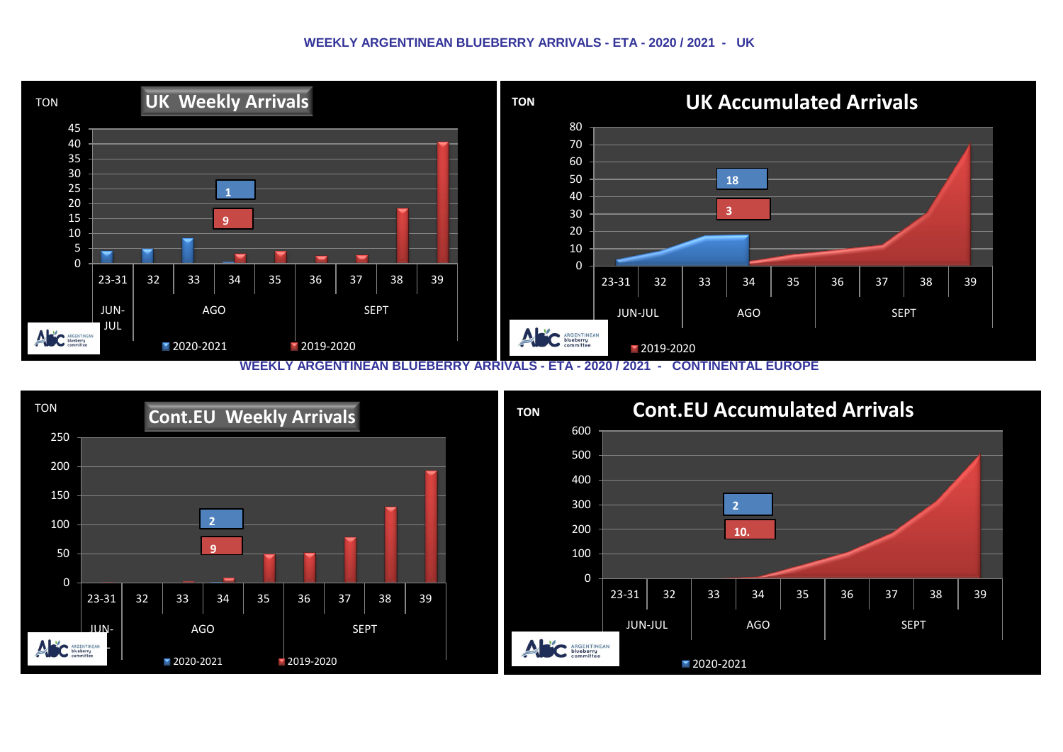### WEEKLY ARGENTINEAN BLUEBERRY ARRIVALS - ETA - 2020 / 2021 - UK

**UK Weekly Arrivals**

TON

45
40
35
30
25
20
15
10
5
0

| 23-31 | 32 | 33 | 34 | 35 | 36 | 37 | 38 | 39 |
|---|---|---|---|---|---|---|---|---|
| JUN-JUL | AGO | | | SEPT | | | | |

1

9

2020-2021 &nbsp;&nbsp; 2019-2020

**UK Accumulated Arrivals**

TON

80
70
60
50
40
30
20
10
0

| 23-31 | 32 | 33 | 34 | 35 | 36 | 37 | 38 | 39 |
|---|---|---|---|---|---|---|---|---|
| JUN-JUL | | AGO | | | SEPT | | | |

18

3

2019-2020

### WEEKLY ARGENTINEAN BLUEBERRY ARRIVALS - ETA - 2020 / 2021 - CONTINENTAL EUROPE

**Cont.EU Weekly Arrivals**

TON

250
200
150
100
50
0

| 23-31 | 32 | 33 | 34 | 35 | 36 | 37 | 38 | 39 |
|---|---|---|---|---|---|---|---|---|
| JUN-JUL | AGO | | | | SEPT | | | |

2

9

2020-2021 &nbsp;&nbsp; 2019-2020

**Cont.EU Accumulated Arrivals**

TON

600
500
400
300
200
100
0

| 23-31 | 32 | 33 | 34 | 35 | 36 | 37 | 38 | 39 |
|---|---|---|---|---|---|---|---|---|
| JUN-JUL | | AGO | | | SEPT | | | |

2

10.

2020-2021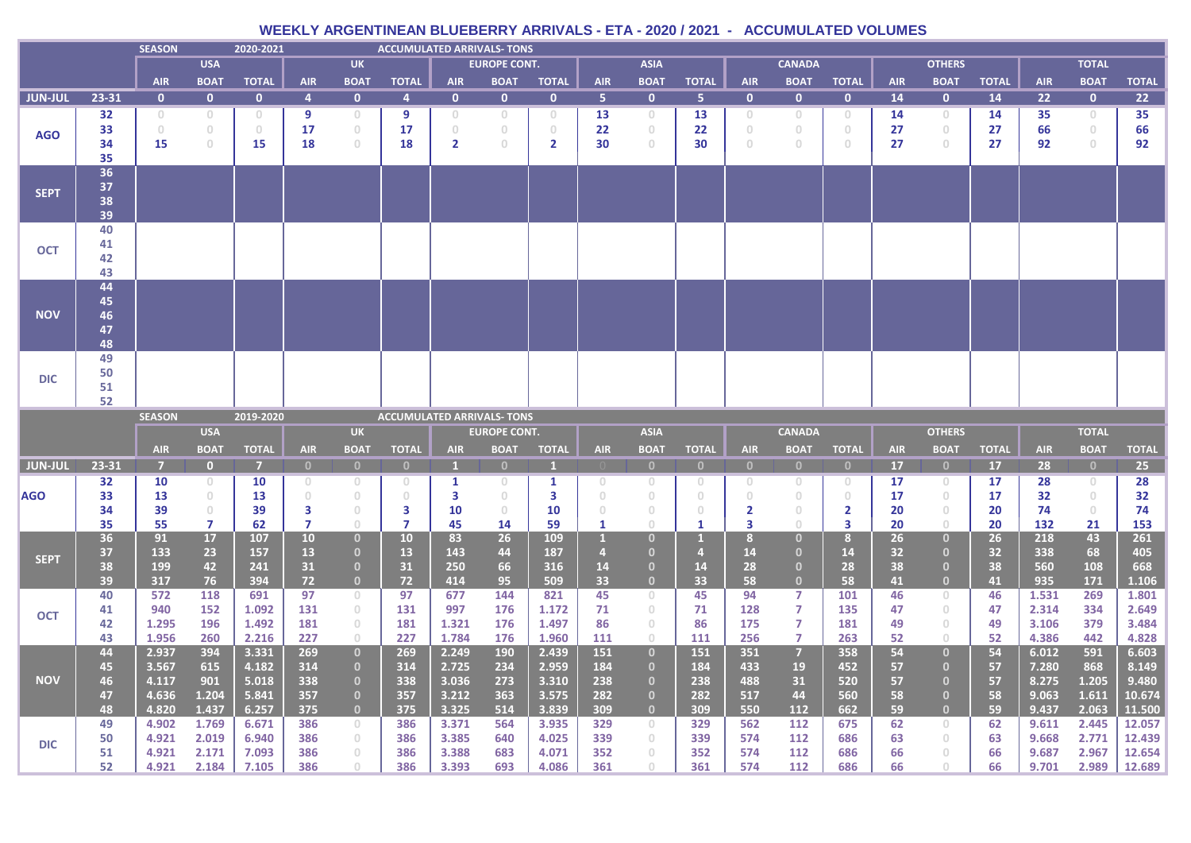# WEEKLY ARGENTINEAN BLUEBERRY ARRIVALS - ETA - 2020 / 2021 - ACCUMULATED VOLUMES

| | | SEASON 2020-2021 ACCUMULATED ARRIVALS- TONS | | | | | | | | | | | | | | | | | | | | |
|---|---|---|---|---|---|---|---|---|---|---|---|---|---|---|---|---|---|---|---|---|---|---|
| | | USA | | | UK | | | EUROPE CONT. | | | ASIA | | | CANADA | | | OTHERS | | | TOTAL | | |
| | | AIR | BOAT | TOTAL | AIR | BOAT | TOTAL | AIR | BOAT | TOTAL | AIR | BOAT | TOTAL | AIR | BOAT | TOTAL | AIR | BOAT | TOTAL | AIR | BOAT | TOTAL |
| JUN-JUL | 23-31 | 0 | 0 | 0 | 4 | 0 | 4 | 0 | 0 | 0 | 5 | 0 | 5 | 0 | 0 | 0 | 14 | 0 | 14 | 22 | 0 | 22 |
| AGO | 32 | 0 | 0 | 0 | 9 | 0 | 9 | 0 | 0 | 0 | 13 | 0 | 13 | 0 | 0 | 0 | 14 | 0 | 14 | 35 | 0 | 35 |
| | 33 | 0 | 0 | 0 | 17 | 0 | 17 | 0 | 0 | 0 | 22 | 0 | 22 | 0 | 0 | 0 | 27 | 0 | 27 | 66 | 0 | 66 |
| | 34 | 15 | 0 | 15 | 18 | 0 | 18 | 2 | 0 | 2 | 30 | 0 | 30 | 0 | 0 | 0 | 27 | 0 | 27 | 92 | 0 | 92 |
| | 35 | | | | | | | | | | | | | | | | | | | | | |
| SEPT | 36 | | | | | | | | | | | | | | | | | | | | | |
| | 37 | | | | | | | | | | | | | | | | | | | | | |
| | 38 | | | | | | | | | | | | | | | | | | | | | |
| | 39 | | | | | | | | | | | | | | | | | | | | | |
| OCT | 40 | | | | | | | | | | | | | | | | | | | | | |
| | 41 | | | | | | | | | | | | | | | | | | | | | |
| | 42 | | | | | | | | | | | | | | | | | | | | | |
| | 43 | | | | | | | | | | | | | | | | | | | | | |
| NOV | 44 | | | | | | | | | | | | | | | | | | | | | |
| | 45 | | | | | | | | | | | | | | | | | | | | | |
| | 46 | | | | | | | | | | | | | | | | | | | | | |
| | 47 | | | | | | | | | | | | | | | | | | | | | |
| | 48 | | | | | | | | | | | | | | | | | | | | | |
| DIC | 49 | | | | | | | | | | | | | | | | | | | | | |
| | 50 | | | | | | | | | | | | | | | | | | | | | |
| | 51 | | | | | | | | | | | | | | | | | | | | | |
| | 52 | | | | | | | | | | | | | | | | | | | | | |

| | | SEASON 2019-2020 ACCUMULATED ARRIVALS- TONS | | | | | | | | | | | | | | | | | | | | |
|---|---|---|---|---|---|---|---|---|---|---|---|---|---|---|---|---|---|---|---|---|---|---|
| | | USA | | | UK | | | EUROPE CONT. | | | ASIA | | | CANADA | | | OTHERS | | | TOTAL | | |
| | | AIR | BOAT | TOTAL | AIR | BOAT | TOTAL | AIR | BOAT | TOTAL | AIR | BOAT | TOTAL | AIR | BOAT | TOTAL | AIR | BOAT | TOTAL | AIR | BOAT | TOTAL |
| JUN-JUL | 23-31 | 7 | 0 | 7 | 0 | 0 | 0 | 1 | 0 | 1 | 0 | 0 | 0 | 0 | 0 | 0 | 17 | 0 | 17 | 28 | 0 | 25 |
| AGO | 32 | 10 | 0 | 10 | 0 | 0 | 0 | 1 | 0 | 1 | 0 | 0 | 0 | 0 | 0 | 0 | 17 | 0 | 17 | 28 | 0 | 28 |
| | 33 | 13 | 0 | 13 | 0 | 0 | 0 | 3 | 0 | 3 | 0 | 0 | 0 | 0 | 0 | 0 | 17 | 0 | 17 | 32 | 0 | 32 |
| | 34 | 39 | 0 | 39 | 3 | 0 | 3 | 10 | 0 | 10 | 0 | 0 | 0 | 2 | 0 | 2 | 20 | 0 | 20 | 74 | 0 | 74 |
| | 35 | 55 | 7 | 62 | 7 | 0 | 7 | 45 | 14 | 59 | 1 | 0 | 1 | 3 | 0 | 3 | 20 | 0 | 20 | 132 | 21 | 153 |
| SEPT | 36 | 91 | 17 | 107 | 10 | 0 | 10 | 83 | 26 | 109 | 1 | 0 | 1 | 8 | 0 | 8 | 26 | 0 | 26 | 218 | 43 | 261 |
| | 37 | 133 | 23 | 157 | 13 | 0 | 13 | 143 | 44 | 187 | 4 | 0 | 4 | 14 | 0 | 14 | 32 | 0 | 32 | 338 | 68 | 405 |
| | 38 | 199 | 42 | 241 | 31 | 0 | 31 | 250 | 66 | 316 | 14 | 0 | 14 | 28 | 0 | 28 | 38 | 0 | 38 | 560 | 108 | 668 |
| | 39 | 317 | 76 | 394 | 72 | 0 | 72 | 414 | 95 | 509 | 33 | 0 | 33 | 58 | 0 | 58 | 41 | 0 | 41 | 935 | 171 | 1.106 |
| OCT | 40 | 572 | 118 | 691 | 97 | 0 | 97 | 677 | 144 | 821 | 45 | 0 | 45 | 94 | 7 | 101 | 46 | 0 | 46 | 1.531 | 269 | 1.801 |
| | 41 | 940 | 152 | 1.092 | 131 | 0 | 131 | 997 | 176 | 1.172 | 71 | 0 | 71 | 128 | 7 | 135 | 47 | 0 | 47 | 2.314 | 334 | 2.649 |
| | 42 | 1.295 | 196 | 1.492 | 181 | 0 | 181 | 1.321 | 176 | 1.497 | 86 | 0 | 86 | 175 | 7 | 181 | 49 | 0 | 49 | 3.106 | 379 | 3.484 |
| | 43 | 1.956 | 260 | 2.216 | 227 | 0 | 227 | 1.784 | 176 | 1.960 | 111 | 0 | 111 | 256 | 7 | 263 | 52 | 0 | 52 | 4.386 | 442 | 4.828 |
| NOV | 44 | 2.937 | 394 | 3.331 | 269 | 0 | 269 | 2.249 | 190 | 2.439 | 151 | 0 | 151 | 351 | 7 | 358 | 54 | 0 | 54 | 6.012 | 591 | 6.603 |
| | 45 | 3.567 | 615 | 4.182 | 314 | 0 | 314 | 2.725 | 234 | 2.959 | 184 | 0 | 184 | 433 | 19 | 452 | 57 | 0 | 57 | 7.280 | 868 | 8.149 |
| | 46 | 4.117 | 901 | 5.018 | 338 | 0 | 338 | 3.036 | 273 | 3.310 | 238 | 0 | 238 | 488 | 31 | 520 | 57 | 0 | 57 | 8.275 | 1.205 | 9.480 |
| | 47 | 4.636 | 1.204 | 5.841 | 357 | 0 | 357 | 3.212 | 363 | 3.575 | 282 | 0 | 282 | 517 | 44 | 560 | 58 | 0 | 58 | 9.063 | 1.611 | 10.674 |
| | 48 | 4.820 | 1.437 | 6.257 | 375 | 0 | 375 | 3.325 | 514 | 3.839 | 309 | 0 | 309 | 550 | 112 | 662 | 59 | 0 | 59 | 9.437 | 2.063 | 11.500 |
| DIC | 49 | 4.902 | 1.769 | 6.671 | 386 | 0 | 386 | 3.371 | 564 | 3.935 | 329 | 0 | 329 | 562 | 112 | 675 | 62 | 0 | 62 | 9.611 | 2.445 | 12.057 |
| | 50 | 4.921 | 2.019 | 6.940 | 386 | 0 | 386 | 3.385 | 640 | 4.025 | 339 | 0 | 339 | 574 | 112 | 686 | 63 | 0 | 63 | 9.668 | 2.771 | 12.439 |
| | 51 | 4.921 | 2.171 | 7.093 | 386 | 0 | 386 | 3.388 | 683 | 4.071 | 352 | 0 | 352 | 574 | 112 | 686 | 66 | 0 | 66 | 9.687 | 2.967 | 12.654 |
| | 52 | 4.921 | 2.184 | 7.105 | 386 | 0 | 386 | 3.393 | 693 | 4.086 | 361 | 0 | 361 | 574 | 112 | 686 | 66 | 0 | 66 | 9.701 | 2.989 | 12.689 |